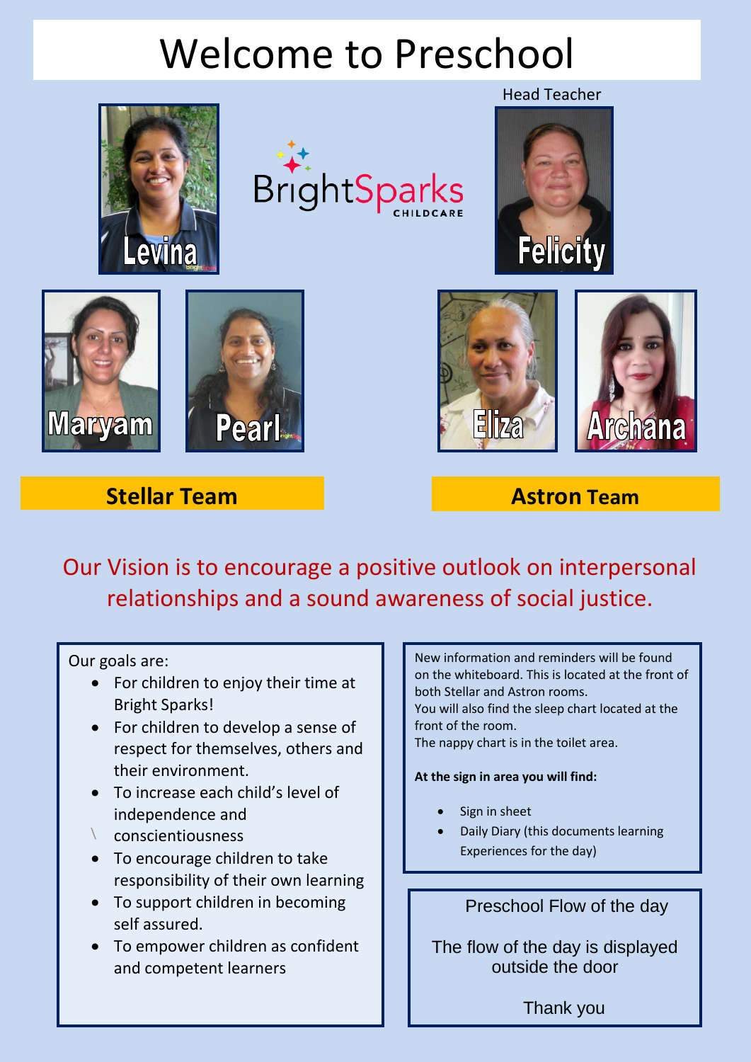# Welcome to Preschool

Head Teacher

Levina

BrightSparks CHILDCARE

Felicity

Maryam

Pearl

Eliza

Archana

**Stellar Team**

**Astron Team**

Our Vision is to encourage a positive outlook on interpersonal relationships and a sound awareness of social justice.

Our goals are:

- For children to enjoy their time at Bright Sparks!
- For children to develop a sense of respect for themselves, others and their environment.
- To increase each child's level of independence and conscientiousness
- To encourage children to take responsibility of their own learning
- To support children in becoming self assured.
- To empower children as confident and competent learners

New information and reminders will be found on the whiteboard. This is located at the front of both Stellar and Astron rooms.
You will also find the sleep chart located at the front of the room.
The nappy chart is in the toilet area.

**At the sign in area you will find:**

- Sign in sheet
- Daily Diary (this documents learning Experiences for the day)

Preschool Flow of the day

The flow of the day is displayed outside the door

Thank you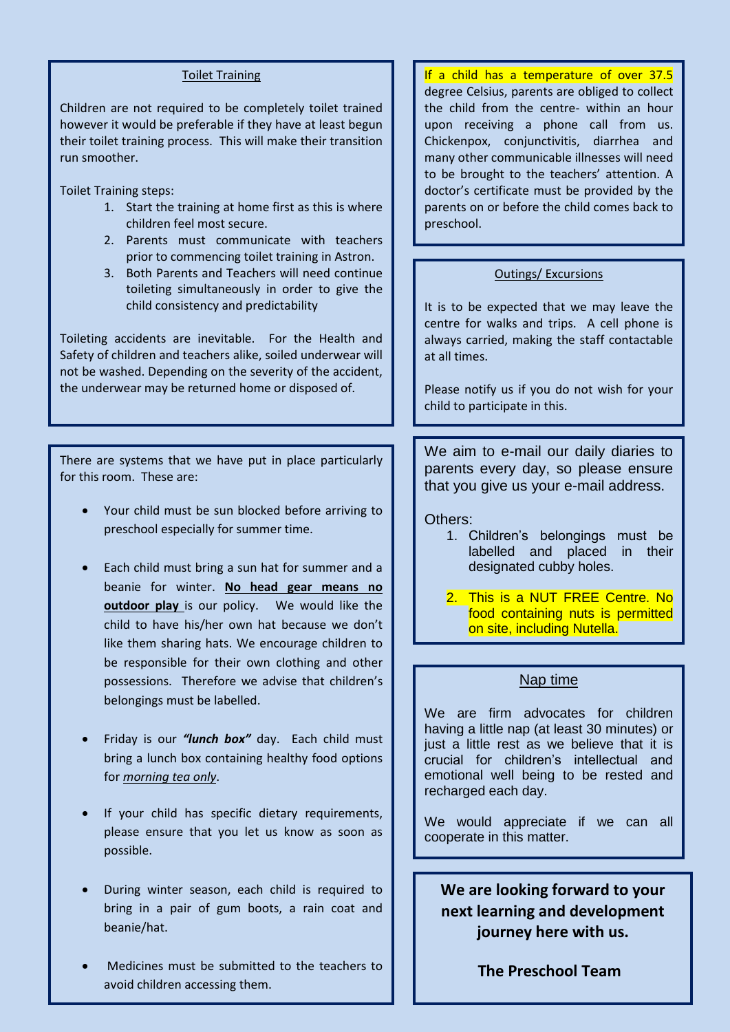## Toilet Training

Children are not required to be completely toilet trained however it would be preferable if they have at least begun their toilet training process. This will make their transition run smoother.

Toilet Training steps:

1. Start the training at home first as this is where children feel most secure.
2. Parents must communicate with teachers prior to commencing toilet training in Astron.
3. Both Parents and Teachers will need continue toileting simultaneously in order to give the child consistency and predictability

Toileting accidents are inevitable. For the Health and Safety of children and teachers alike, soiled underwear will not be washed. Depending on the severity of the accident, the underwear may be returned home or disposed of.

There are systems that we have put in place particularly for this room. These are:

- Your child must be sun blocked before arriving to preschool especially for summer time.
- Each child must bring a sun hat for summer and a beanie for winter. **No head gear means no outdoor play** is our policy. We would like the child to have his/her own hat because we don't like them sharing hats. We encourage children to be responsible for their own clothing and other possessions. Therefore we advise that children's belongings must be labelled.
- Friday is our ***"lunch box"*** day. Each child must bring a lunch box containing healthy food options for *morning tea only*.
- If your child has specific dietary requirements, please ensure that you let us know as soon as possible.
- During winter season, each child is required to bring in a pair of gum boots, a rain coat and beanie/hat.
- Medicines must be submitted to the teachers to avoid children accessing them.

If a child has a temperature of over 37.5 degree Celsius, parents are obliged to collect the child from the centre- within an hour upon receiving a phone call from us. Chickenpox, conjunctivitis, diarrhea and many other communicable illnesses will need to be brought to the teachers' attention. A doctor's certificate must be provided by the parents on or before the child comes back to preschool.

## Outings/ Excursions

It is to be expected that we may leave the centre for walks and trips. A cell phone is always carried, making the staff contactable at all times.

Please notify us if you do not wish for your child to participate in this.

We aim to e-mail our daily diaries to parents every day, so please ensure that you give us your e-mail address.

Others:

1. Children's belongings must be labelled and placed in their designated cubby holes.
2. This is a NUT FREE Centre. No food containing nuts is permitted on site, including Nutella.

## Nap time

We are firm advocates for children having a little nap (at least 30 minutes) or just a little rest as we believe that it is crucial for children's intellectual and emotional well being to be rested and recharged each day.

We would appreciate if we can all cooperate in this matter.

**We are looking forward to your next learning and development journey here with us.**

**The Preschool Team**